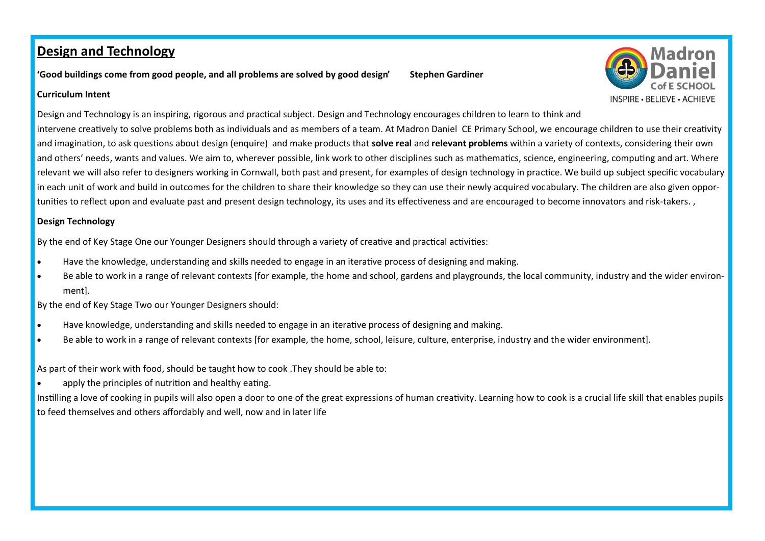# **Design and Technology**

**'Good buildings come from good people, and all problems are solved by good design' Stephen Gardiner**

Madron Daniel C of E SCHOOL

INSPIRE • BELIEVE • ACHIEVE

**Curriculum Intent**

Design and Technology is an inspiring, rigorous and practical subject. Design and Technology encourages children to learn to think and intervene creatively to solve problems both as individuals and as members of a team. At Madron Daniel CE Primary School, we encourage children to use their creativity and imagination, to ask questions about design (enquire) and make products that **solve real** and **relevant problems** within a variety of contexts, considering their own and others' needs, wants and values. We aim to, wherever possible, link work to other disciplines such as mathematics, science, engineering, computing and art. Where relevant we will also refer to designers working in Cornwall, both past and present, for examples of design technology in practice. We build up subject specific vocabulary in each unit of work and build in outcomes for the children to share their knowledge so they can use their newly acquired vocabulary. The children are also given opportunities to reflect upon and evaluate past and present design technology, its uses and its effectiveness and are encouraged to become innovators and risk-takers. ,

**Design Technology**

By the end of Key Stage One our Younger Designers should through a variety of creative and practical activities:

- Have the knowledge, understanding and skills needed to engage in an iterative process of designing and making.
- Be able to work in a range of relevant contexts [for example, the home and school, gardens and playgrounds, the local community, industry and the wider environment].

By the end of Key Stage Two our Younger Designers should:

- Have knowledge, understanding and skills needed to engage in an iterative process of designing and making.
- Be able to work in a range of relevant contexts [for example, the home, school, leisure, culture, enterprise, industry and the wider environment].

As part of their work with food, should be taught how to cook .They should be able to:

- apply the principles of nutrition and healthy eating.

Instilling a love of cooking in pupils will also open a door to one of the great expressions of human creativity. Learning how to cook is a crucial life skill that enables pupils to feed themselves and others affordably and well, now and in later life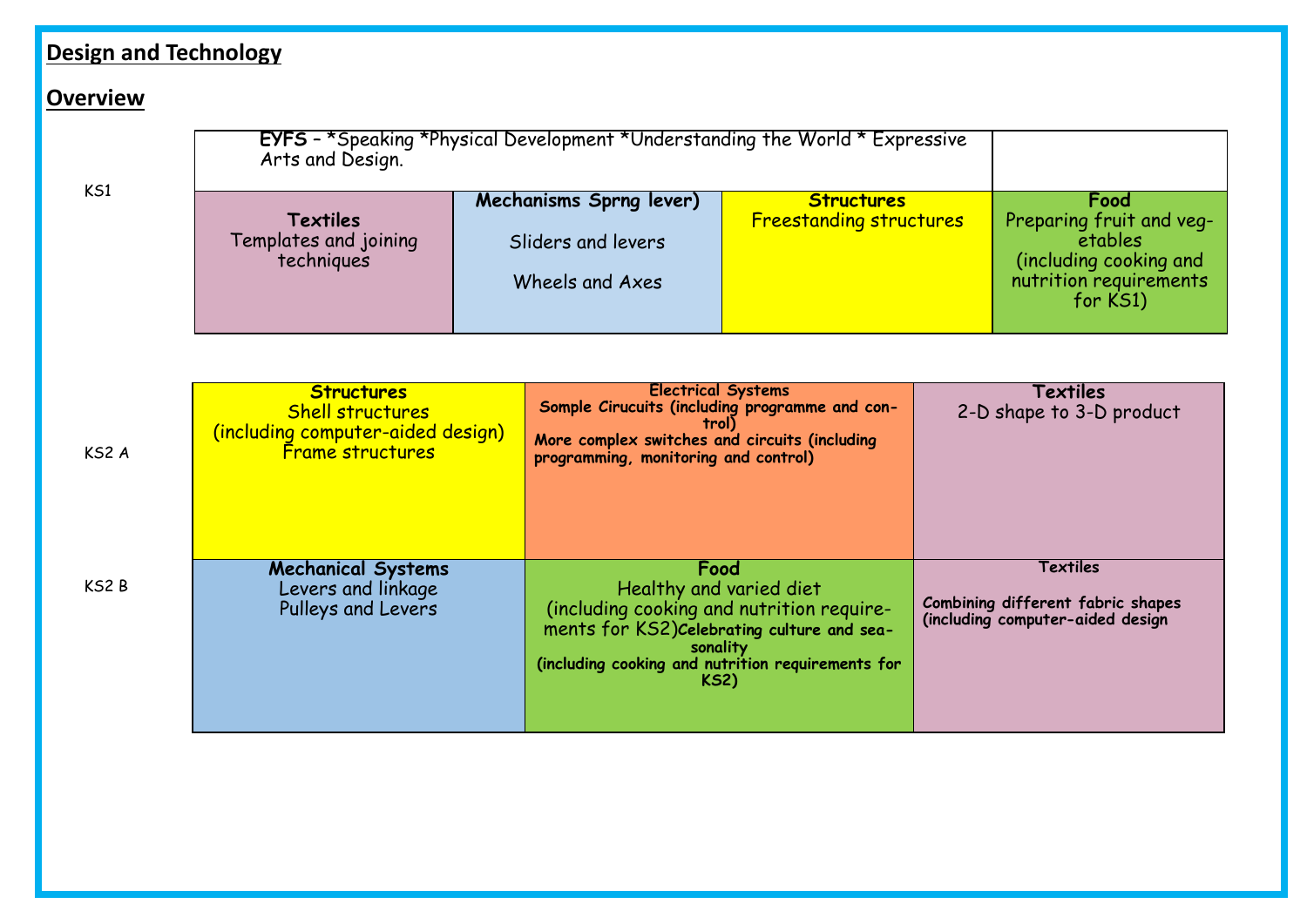## Design and Technology

## Overview

| | | | | |
|---|---|---|---|---|
| | **EYFS** – *Speaking *Physical Development *Understanding the World * Expressive Arts and Design. | | | |
| KS1 | **Textiles**<br>Templates and joining techniques | **Mechanisms Sprng lever)**<br>Sliders and levers<br>Wheels and Axes | **Structures**<br>Freestanding structures | **Food**<br>Preparing fruit and vegetables<br>(including cooking and nutrition requirements for KS1) |

| | | | |
|---|---|---|---|
| KS2 A | **Structures**<br>Shell structures<br>(including computer-aided design)<br>Frame structures | Electrical Systems<br>**Somple Cirucuits (including programme and control)**<br>**More complex switches and circuits (including programming, monitoring and control)** | **Textiles**<br>2-D shape to 3-D product |
| KS2 B | **Mechanical Systems**<br>Levers and linkage<br>Pulleys and Levers | **Food**<br>Healthy and varied diet<br>(including cooking and nutrition requirements for KS2)**Celebrating culture and seasonality**<br>**(including cooking and nutrition requirements for KS2)** | **Textiles**<br>**Combining different fabric shapes (including computer-aided design** |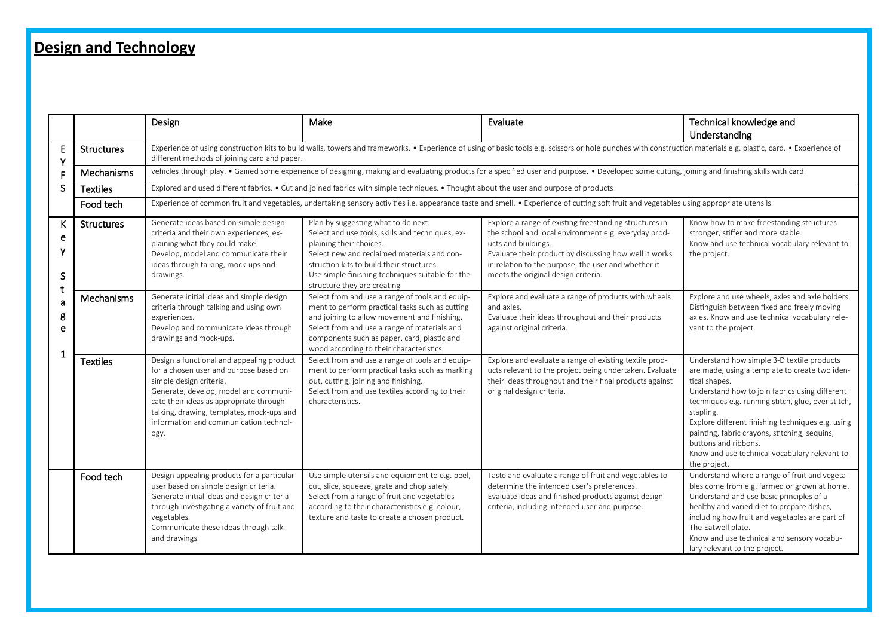# Design and Technology

| | | Design | Make | Evaluate | Technical knowledge and Understanding |
|---|---|---|---|---|---|
| EYFS | Structures | Experience of using construction kits to build walls, towers and frameworks. • Experience of using of basic tools e.g. scissors or hole punches with construction materials e.g. plastic, card. • Experience of different methods of joining card and paper. | | | |
| | Mechanisms | vehicles through play. • Gained some experience of designing, making and evaluating products for a specified user and purpose. • Developed some cutting, joining and finishing skills with card. | | | |
| | Textiles | Explored and used different fabrics. • Cut and joined fabrics with simple techniques. • Thought about the user and purpose of products | | | |
| | Food tech | Experience of common fruit and vegetables, undertaking sensory activities i.e. appearance taste and smell. • Experience of cutting soft fruit and vegetables using appropriate utensils. | | | |
| Key Stage 1 | Structures | Generate ideas based on simple design criteria and their own experiences, explaining what they could make.<br>Develop, model and communicate their ideas through talking, mock-ups and drawings. | Plan by suggesting what to do next.<br>Select and use tools, skills and techniques, explaining their choices.<br>Select new and reclaimed materials and construction kits to build their structures.<br>Use simple finishing techniques suitable for the structure they are creating | Explore a range of existing freestanding structures in the school and local environment e.g. everyday products and buildings.<br>Evaluate their product by discussing how well it works in relation to the purpose, the user and whether it meets the original design criteria. | Know how to make freestanding structures stronger, stiffer and more stable.<br>Know and use technical vocabulary relevant to the project. |
| | Mechanisms | Generate initial ideas and simple design criteria through talking and using own experiences.<br>Develop and communicate ideas through drawings and mock-ups. | Select from and use a range of tools and equipment to perform practical tasks such as cutting and joining to allow movement and finishing.<br>Select from and use a range of materials and components such as paper, card, plastic and wood according to their characteristics. | Explore and evaluate a range of products with wheels and axles.<br>Evaluate their ideas throughout and their products against original criteria. | Explore and use wheels, axles and axle holders. Distinguish between fixed and freely moving axles. Know and use technical vocabulary relevant to the project. |
| | Textiles | Design a functional and appealing product for a chosen user and purpose based on simple design criteria.<br>Generate, develop, model and communicate their ideas as appropriate through talking, drawing, templates, mock-ups and information and communication technology. | Select from and use a range of tools and equipment to perform practical tasks such as marking out, cutting, joining and finishing.<br>Select from and use textiles according to their characteristics. | Explore and evaluate a range of existing textile products relevant to the project being undertaken. Evaluate their ideas throughout and their final products against original design criteria. | Understand how simple 3-D textile products are made, using a template to create two identical shapes.<br>Understand how to join fabrics using different techniques e.g. running stitch, glue, over stitch, stapling.<br>Explore different finishing techniques e.g. using painting, fabric crayons, stitching, sequins, buttons and ribbons.<br>Know and use technical vocabulary relevant to the project. |
| | Food tech | Design appealing products for a particular user based on simple design criteria.<br>Generate initial ideas and design criteria through investigating a variety of fruit and vegetables.<br>Communicate these ideas through talk and drawings. | Use simple utensils and equipment to e.g. peel, cut, slice, squeeze, grate and chop safely.<br>Select from a range of fruit and vegetables according to their characteristics e.g. colour, texture and taste to create a chosen product. | Taste and evaluate a range of fruit and vegetables to determine the intended user's preferences.<br>Evaluate ideas and finished products against design criteria, including intended user and purpose. | Understand where a range of fruit and vegetables come from e.g. farmed or grown at home.<br>Understand and use basic principles of a healthy and varied diet to prepare dishes, including how fruit and vegetables are part of The Eatwell plate.<br>Know and use technical and sensory vocabulary relevant to the project. |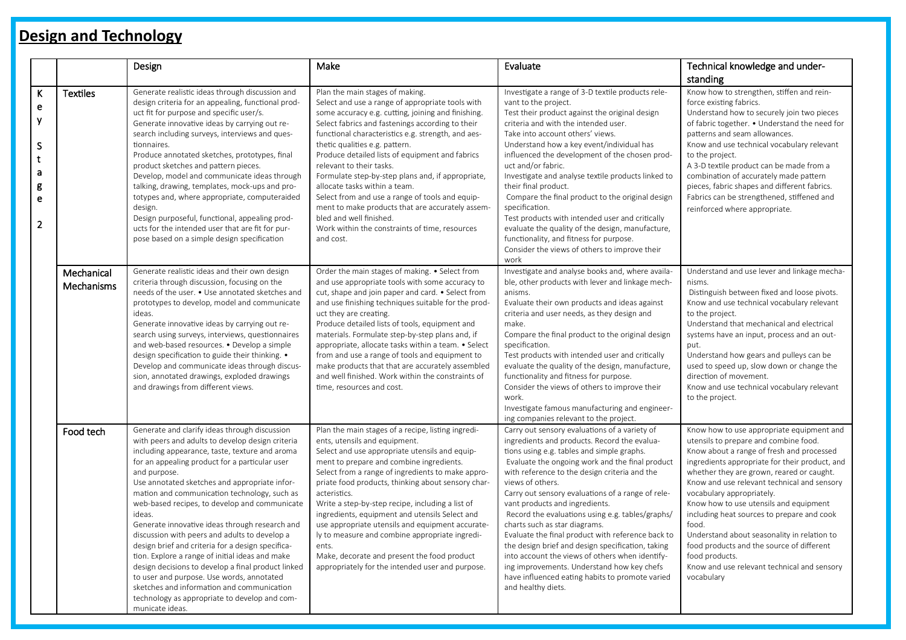## Design and Technology

| | | Design | Make | Evaluate | Technical knowledge and understanding |
|---|---|---|---|---|---|
| Key Stage 2 | Textiles | Generate realistic ideas through discussion and design criteria for an appealing, functional product fit for purpose and specific user/s.<br>Generate innovative ideas by carrying out research including surveys, interviews and questionnaires.<br>Produce annotated sketches, prototypes, final product sketches and pattern pieces.<br>Develop, model and communicate ideas through talking, drawing, templates, mock-ups and prototypes and, where appropriate, computeraided design.<br>Design purposeful, functional, appealing products for the intended user that are fit for purpose based on a simple design specification | Plan the main stages of making.<br>Select and use a range of appropriate tools with some accuracy e.g. cutting, joining and finishing.<br>Select fabrics and fastenings according to their functional characteristics e.g. strength, and aesthetic qualities e.g. pattern.<br>Produce detailed lists of equipment and fabrics relevant to their tasks.<br>Formulate step-by-step plans and, if appropriate, allocate tasks within a team.<br>Select from and use a range of tools and equipment to make products that are accurately assembled and well finished.<br>Work within the constraints of time, resources and cost. | Investigate a range of 3-D textile products relevant to the project.<br>Test their product against the original design criteria and with the intended user.<br>Take into account others' views.<br>Understand how a key event/individual has influenced the development of the chosen product and/or fabric.<br>Investigate and analyse textile products linked to their final product.<br>Compare the final product to the original design specification.<br>Test products with intended user and critically evaluate the quality of the design, manufacture, functionality, and fitness for purpose.<br>Consider the views of others to improve their work | Know how to strengthen, stiffen and reinforce existing fabrics.<br>Understand how to securely join two pieces of fabric together. • Understand the need for patterns and seam allowances.<br>Know and use technical vocabulary relevant to the project.<br>A 3-D textile product can be made from a combination of accurately made pattern pieces, fabric shapes and different fabrics.<br>Fabrics can be strengthened, stiffened and reinforced where appropriate. |
| | Mechanical Mechanisms | Generate realistic ideas and their own design criteria through discussion, focusing on the needs of the user. • Use annotated sketches and prototypes to develop, model and communicate ideas.<br>Generate innovative ideas by carrying out research using surveys, interviews, questionnaires and web-based resources. • Develop a simple design specification to guide their thinking. • Develop and communicate ideas through discussion, annotated drawings, exploded drawings and drawings from different views. | Order the main stages of making. • Select from and use appropriate tools with some accuracy to cut, shape and join paper and card. • Select from and use finishing techniques suitable for the product they are creating.<br>Produce detailed lists of tools, equipment and materials. Formulate step-by-step plans and, if appropriate, allocate tasks within a team. • Select from and use a range of tools and equipment to make products that that are accurately assembled and well finished. Work within the constraints of time, resources and cost. | Investigate and analyse books and, where available, other products with lever and linkage mechanisms.<br>Evaluate their own products and ideas against criteria and user needs, as they design and make.<br>Compare the final product to the original design specification.<br>Test products with intended user and critically evaluate the quality of the design, manufacture, functionality and fitness for purpose.<br>Consider the views of others to improve their work.<br>Investigate famous manufacturing and engineering companies relevant to the project. | Understand and use lever and linkage mechanisms.<br>Distinguish between fixed and loose pivots.<br>Know and use technical vocabulary relevant to the project.<br>Understand that mechanical and electrical systems have an input, process and an output.<br>Understand how gears and pulleys can be used to speed up, slow down or change the direction of movement.<br>Know and use technical vocabulary relevant to the project. |
| | Food tech | Generate and clarify ideas through discussion with peers and adults to develop design criteria including appearance, taste, texture and aroma for an appealing product for a particular user and purpose.<br>Use annotated sketches and appropriate information and communication technology, such as web-based recipes, to develop and communicate ideas.<br>Generate innovative ideas through research and discussion with peers and adults to develop a design brief and criteria for a design specification. Explore a range of initial ideas and make design decisions to develop a final product linked to user and purpose. Use words, annotated sketches and information and communication technology as appropriate to develop and communicate ideas. | Plan the main stages of a recipe, listing ingredients, utensils and equipment.<br>Select and use appropriate utensils and equipment to prepare and combine ingredients.<br>Select from a range of ingredients to make appropriate food products, thinking about sensory characteristics.<br>Write a step-by-step recipe, including a list of ingredients, equipment and utensils Select and use appropriate utensils and equipment accurately to measure and combine appropriate ingredients.<br>Make, decorate and present the food product appropriately for the intended user and purpose. | Carry out sensory evaluations of a variety of ingredients and products. Record the evaluations using e.g. tables and simple graphs.<br>Evaluate the ongoing work and the final product with reference to the design criteria and the views of others.<br>Carry out sensory evaluations of a range of relevant products and ingredients.<br>Record the evaluations using e.g. tables/graphs/charts such as star diagrams.<br>Evaluate the final product with reference back to the design brief and design specification, taking into account the views of others when identifying improvements. Understand how key chefs have influenced eating habits to promote varied and healthy diets. | Know how to use appropriate equipment and utensils to prepare and combine food.<br>Know about a range of fresh and processed ingredients appropriate for their product, and whether they are grown, reared or caught.<br>Know and use relevant technical and sensory vocabulary appropriately.<br>Know how to use utensils and equipment including heat sources to prepare and cook food.<br>Understand about seasonality in relation to food products and the source of different food products.<br>Know and use relevant technical and sensory vocabulary |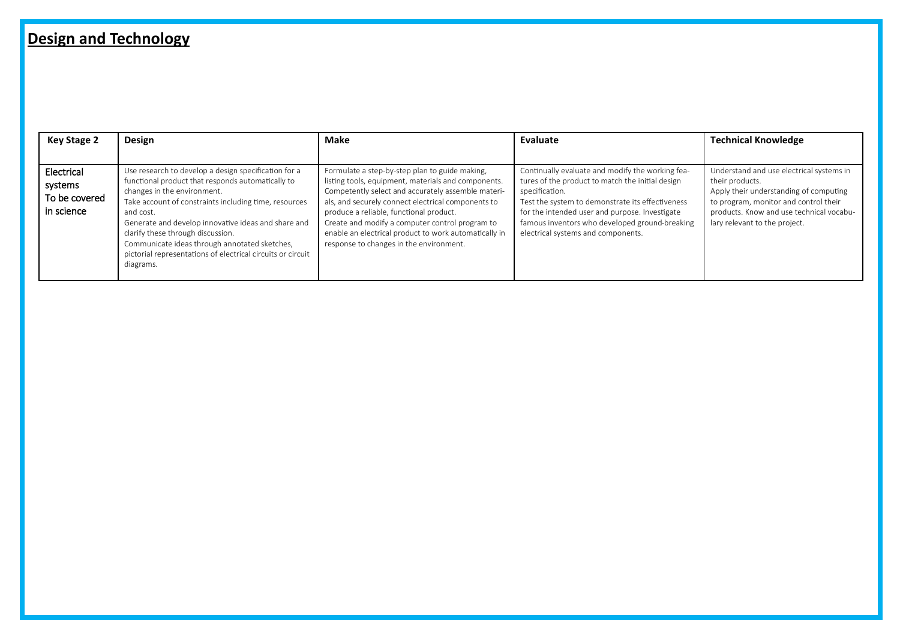# Design and Technology

| Key Stage 2 | Design | Make | Evaluate | Technical Knowledge |
|---|---|---|---|---|
| Electrical systems To be covered in science | Use research to develop a design specification for a functional product that responds automatically to changes in the environment.<br>Take account of constraints including time, resources and cost.<br>Generate and develop innovative ideas and share and clarify these through discussion.<br>Communicate ideas through annotated sketches, pictorial representations of electrical circuits or circuit diagrams. | Formulate a step-by-step plan to guide making, listing tools, equipment, materials and components.<br>Competently select and accurately assemble materials, and securely connect electrical components to produce a reliable, functional product.<br>Create and modify a computer control program to enable an electrical product to work automatically in response to changes in the environment. | Continually evaluate and modify the working features of the product to match the initial design specification.<br>Test the system to demonstrate its effectiveness for the intended user and purpose. Investigate famous inventors who developed ground-breaking electrical systems and components. | Understand and use electrical systems in their products.<br>Apply their understanding of computing to program, monitor and control their products. Know and use technical vocabulary relevant to the project. |